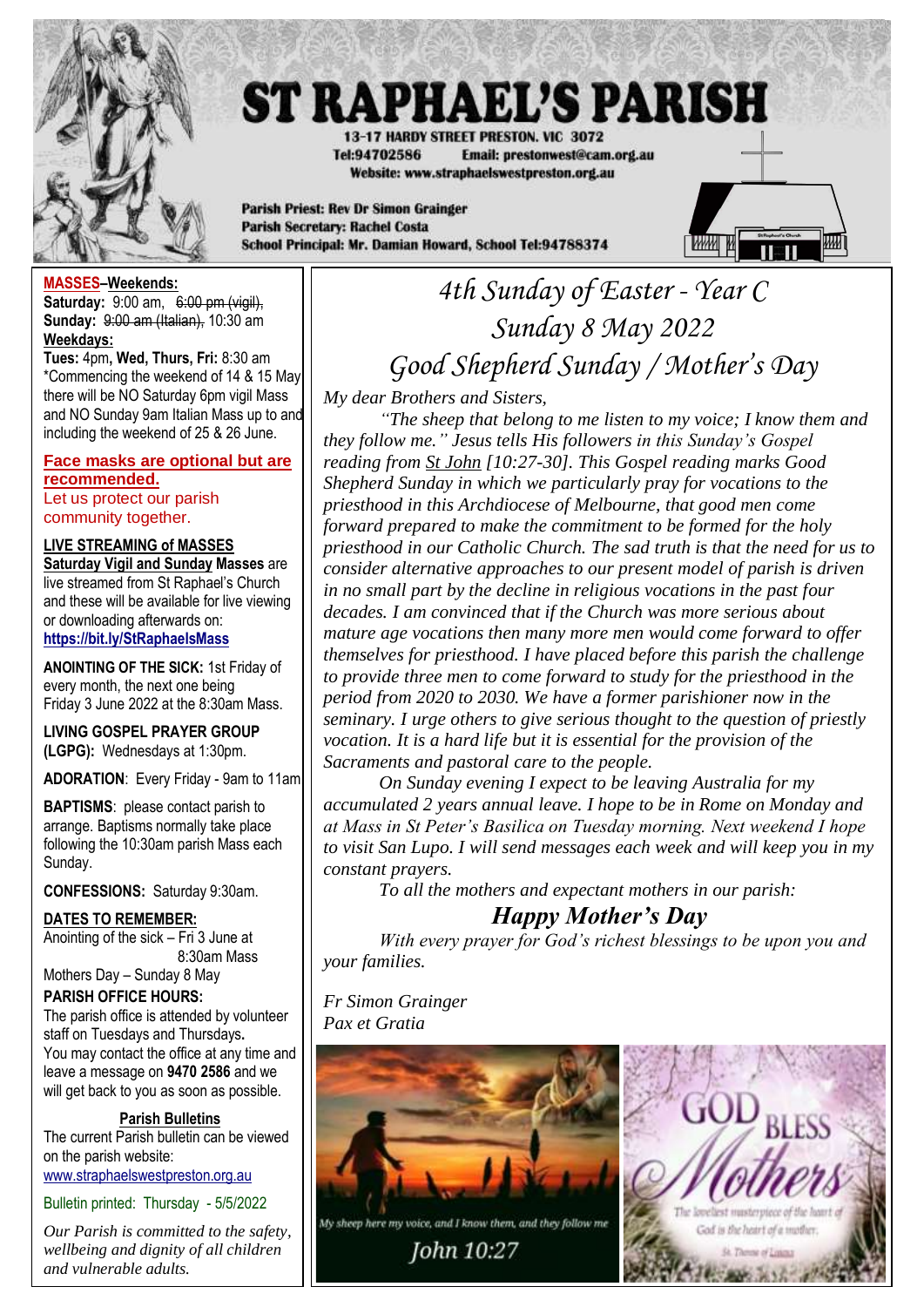# ST RAPHAEL'S PARISH

13-17 HARDY STREET PRESTON. VIC 3072
Tel:94702586 Email: prestonwest@cam.org.au
Website: www.straphaelswestpreston.org.au

Parish Priest: Rev Dr Simon Grainger
Parish Secretary: Rachel Costa
School Principal: Mr. Damian Howard, School Tel:94788374

**MASSES–Weekends:**
**Saturday:** 9:00 am, ~~6:00 pm (vigil),~~
**Sunday:** ~~9:00 am (Italian),~~ 10:30 am
**Weekdays:**
**Tues:** 4pm, **Wed, Thurs, Fri:** 8:30 am
*Commencing the weekend of 14 & 15 May there will be NO Saturday 6pm vigil Mass and NO Sunday 9am Italian Mass up to and including the weekend of 25 & 26 June.

**Face masks are optional but are recommended.**
Let us protect our parish community together.

**LIVE STREAMING of MASSES**
**Saturday Vigil and Sunday Masses** are live streamed from St Raphael's Church and these will be available for live viewing or downloading afterwards on:
**https://bit.ly/StRaphaelsMass**

**ANOINTING OF THE SICK:** 1st Friday of every month, the next one being Friday 3 June 2022 at the 8:30am Mass.

**LIVING GOSPEL PRAYER GROUP (LGPG):** Wednesdays at 1:30pm.

**ADORATION**: Every Friday - 9am to 11am

**BAPTISMS**: please contact parish to arrange. Baptisms normally take place following the 10:30am parish Mass each Sunday.

**CONFESSIONS:** Saturday 9:30am.

**DATES TO REMEMBER:**
Anointing of the sick – Fri 3 June at 8:30am Mass
Mothers Day – Sunday 8 May

**PARISH OFFICE HOURS:**
The parish office is attended by volunteer staff on Tuesdays and Thursdays**.**
You may contact the office at any time and leave a message on **9470 2586** and we will get back to you as soon as possible.

**Parish Bulletins**
The current Parish bulletin can be viewed on the parish website:
www.straphaelswestpreston.org.au

Bulletin printed: Thursday - 5/5/2022

*Our Parish is committed to the safety, wellbeing and dignity of all children and vulnerable adults.*

## 4th Sunday of Easter - Year C
## Sunday 8 May 2022
## Good Shepherd Sunday / Mother's Day

*My dear Brothers and Sisters,*

*"The sheep that belong to me listen to my voice; I know them and they follow me." Jesus tells His followers in this Sunday's Gospel reading from St John [10:27-30]. This Gospel reading marks Good Shepherd Sunday in which we particularly pray for vocations to the priesthood in this Archdiocese of Melbourne, that good men come forward prepared to make the commitment to be formed for the holy priesthood in our Catholic Church. The sad truth is that the need for us to consider alternative approaches to our present model of parish is driven in no small part by the decline in religious vocations in the past four decades. I am convinced that if the Church was more serious about mature age vocations then many more men would come forward to offer themselves for priesthood. I have placed before this parish the challenge to provide three men to come forward to study for the priesthood in the period from 2020 to 2030. We have a former parishioner now in the seminary. I urge others to give serious thought to the question of priestly vocation. It is a hard life but it is essential for the provision of the Sacraments and pastoral care to the people.*

*On Sunday evening I expect to be leaving Australia for my accumulated 2 years annual leave. I hope to be in Rome on Monday and at Mass in St Peter's Basilica on Tuesday morning. Next weekend I hope to visit San Lupo. I will send messages each week and will keep you in my constant prayers.*

*To all the mothers and expectant mothers in our parish:*

***Happy Mother's Day***

*With every prayer for God's richest blessings to be upon you and your families.*

*Fr Simon Grainger*
*Pax et Gratia*

My sheep here my voice, and I know them, and they follow me
John 10:27

GOD BLESS Mothers
The loveliest masterpiece of the heart of God is the heart of a mother.
St. Therese of Lisieux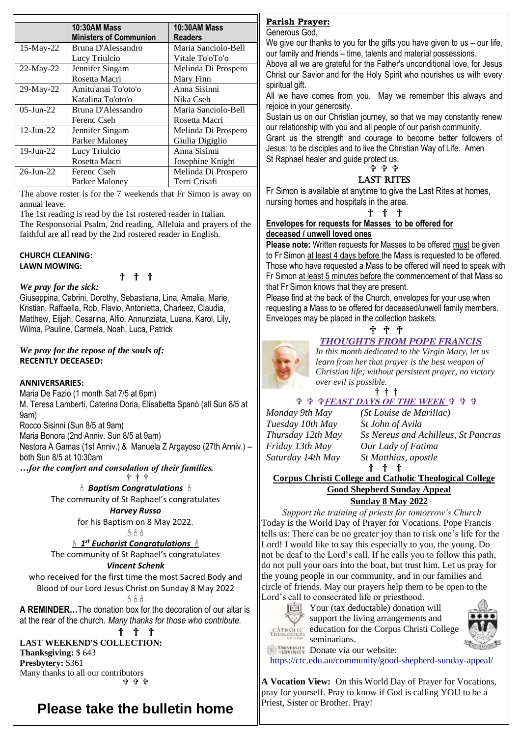| | 10:30AM Mass Ministers of Communion | 10:30AM Mass Readers |
|---|---|---|
| 15-May-22 | Bruna D'Alessandro<br>Lucy Triulcio | Maria Sanciolo-Bell<br>Vitale To'oTo'o |
| 22-May-22 | Jennifer Singam<br>Rosetta Macri | Melinda Di Prospero<br>Mary Finn |
| 29-May-22 | Amitu'anai To'oto'o<br>Katalina To'oto'o | Anna Sisinni<br>Nika Cseh |
| 05-Jun-22 | Bruna D'Alessandro<br>Ferenc Cseh | Maria Sanciolo-Bell<br>Rosetta Macri |
| 12-Jun-22 | Jennifer Singam<br>Parker Maloney | Melinda Di Prospero<br>Giulia Digiglio |
| 19-Jun-22 | Lucy Triulcio<br>Rosetta Macri | Anna Sisinni<br>Josephine Knight |
| 26-Jun-22 | Ferenc Cseh<br>Parker Maloney | Melinda Di Prospero<br>Terri Crisafi |

The above roster is for the 7 weekends that Fr Simon is away on annual leave.

The 1st reading is read by the 1st rostered reader in Italian.

The Responsorial Psalm, 2nd reading, Alleluia and prayers of the faithful are all read by the 2nd rostered reader in English.

**CHURCH CLEANING**:

**LAWN MOWING:**

† † †

***We pray for the sick:***

Giuseppina, Cabrini, Dorothy, Sebastiana, Lina, Amalia, Marie, Kristian, Raffaella, Rob, Flavio, Antonietta, Charleez, Claudia, Matthew, Elijah, Cesarina, Alfio, Annunziata, Luana, Karol, Lily, Wilma, Pauline, Carmela, Noah, Luca, Patrick

***We pray for the repose of the souls of:***

**RECENTLY DECEASED:**

**ANNIVERSARIES:**

Maria De Fazio (1 month Sat 7/5 at 6pm)

M. Teresa Lamberti, Caterina Doria, Elisabetta Spanò (all Sun 8/5 at 9am)

Rocco Sisinni (Sun 8/5 at 9am)

Maria Bonora (2nd Anniv. Sun 8/5 at 9am)

Nestora A Gamas (1st Anniv.) & Manuela Z Argayoso (27th Anniv.) – both Sun 8/5 at 10:30am

***…for the comfort and consolation of their families.***

† † †

***Baptism Congratulations***

The community of St Raphael's congratulates

***Harvey Russo***

for his Baptism on 8 May 2022.

***1st Eucharist Congratulations***

The community of St Raphael's congratulates

***Vincent Schenk***

who received for the first time the most Sacred Body and Blood of our Lord Jesus Christ on Sunday 8 May 2022

**A REMINDER…**The donation box for the decoration of our altar is at the rear of the church. *Many thanks for those who contribute.*

† † †

**LAST WEEKEND'S COLLECTION:**

**Thanksgiving:** $ 643

**Presbytery:** $361

Many thanks to all our contributors

✞ ✞ ✞

# Please take the bulletin home

**Parish Prayer:**

Generous God,

We give our thanks to you for the gifts you have given to us – our life, our family and friends – time, talents and material possessions.

Above all we are grateful for the Father's unconditional love, for Jesus Christ our Savior and for the Holy Spirit who nourishes us with every spiritual gift.

All we have comes from you. May we remember this always and rejoice in your generosity.

Sustain us on our Christian journey, so that we may constantly renew our relationship with you and all people of our parish community.

Grant us the strength and courage to become better followers of Jesus: to be disciples and to live the Christian Way of Life. Amen

St Raphael healer and guide protect us.

✞ ✞ ✞

## LAST RITES

Fr Simon is available at anytime to give the Last Rites at homes, nursing homes and hospitals in the area.

† † †

**Envelopes for requests for Masses to be offered for deceased / unwell loved ones**

**Please note:** Written requests for Masses to be offered must be given to Fr Simon at least 4 days before the Mass is requested to be offered. Those who have requested a Mass to be offered will need to speak with Fr Simon at least 5 minutes before the commencement of that Mass so that Fr Simon knows that they are present.

Please find at the back of the Church, envelopes for your use when requesting a Mass to be offered for deceased/unwell family members. Envelopes may be placed in the collection baskets.

† † †

***THOUGHTS FROM POPE FRANCIS***

*In this month dedicated to the Virgin Mary, let us learn from her that prayer is the best weapon of Christian life; without persistent prayer, no victory over evil is possible.*

† † †

***✞ ✞ ✞ FEAST DAYS OF THE WEEK ✞ ✞ ✞***

| | |
|---|---|
| *Monday 9th May* | *(St Louise de Marillac)* |
| *Tuesday 10th May* | *St John of Avila* |
| *Thursday 12th May* | *Ss Nereus and Achilleus, St Pancras* |
| *Friday 13th May* | *Our Lady of Fatima* |
| *Saturday 14th May* | *St Matthias, apostle* |

† † †

**Corpus Christi College and Catholic Theological College**

**Good Shepherd Sunday Appeal**

**Sunday 8 May 2022**

*Support the training of priests for tomorrow's Church*

Today is the World Day of Prayer for Vocations. Pope Francis tells us: There can be no greater joy than to risk one's life for the Lord! I would like to say this especially to you, the young. Do not be deaf to the Lord's call. If he calls you to follow this path, do not pull your oars into the boat, but trust him. Let us pray for the young people in our community, and in our families and circle of friends. May our prayers help them to be open to the Lord's call to consecrated life or priesthood.

Your (tax deductable) donation will support the living arrangements and education for the Corpus Christi College seminarians.

Donate via our website:

https://ctc.edu.au/community/good-shepherd-sunday-appeal/

**A Vocation View:** On this World Day of Prayer for Vocations, pray for yourself. Pray to know if God is calling YOU to be a Priest, Sister or Brother. Pray!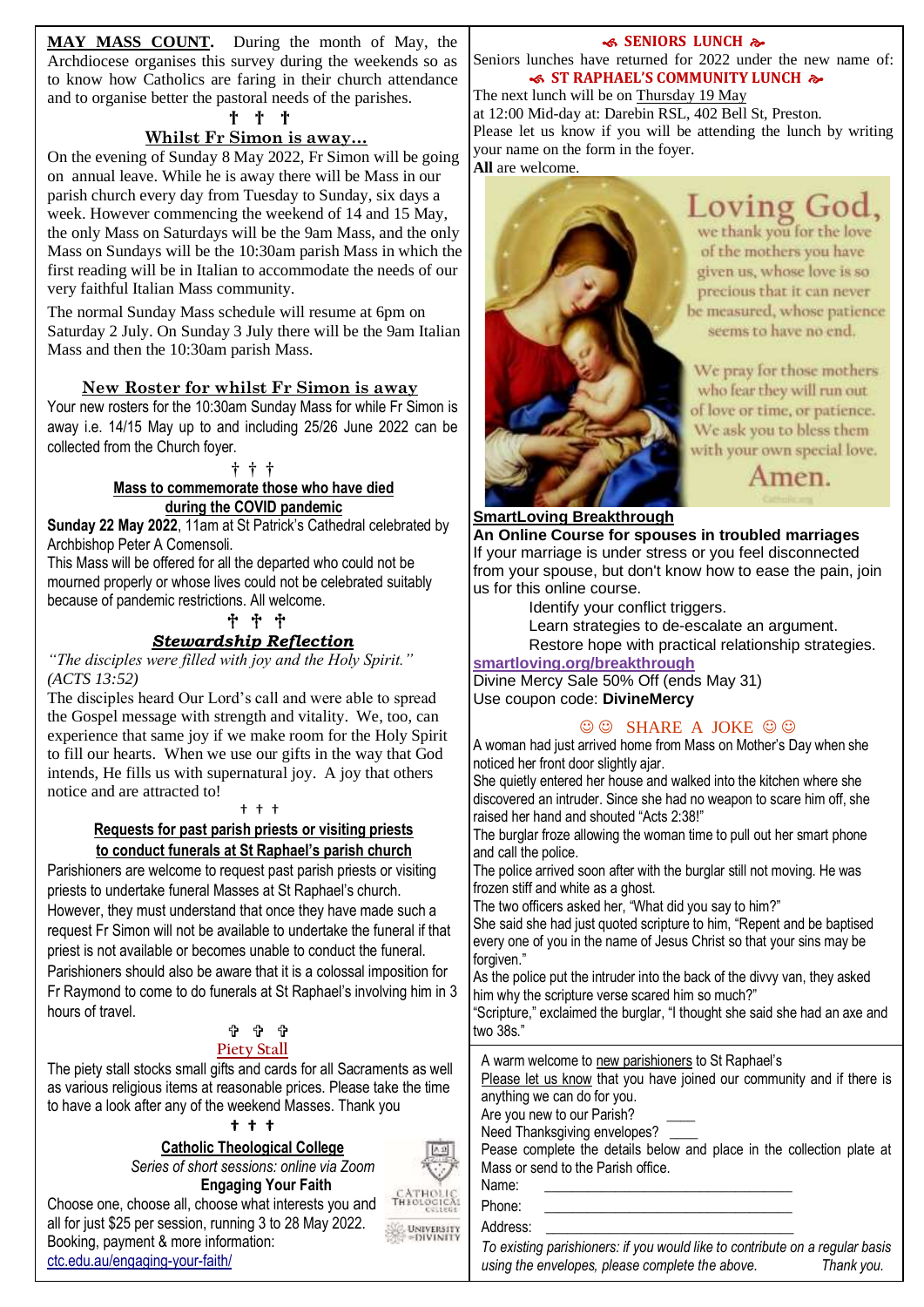**MAY MASS COUNT.** During the month of May, the Archdiocese organises this survey during the weekends so as to know how Catholics are faring in their church attendance and to organise better the pastoral needs of the parishes.

† † †

## Whilst Fr Simon is away…

On the evening of Sunday 8 May 2022, Fr Simon will be going on annual leave. While he is away there will be Mass in our parish church every day from Tuesday to Sunday, six days a week. However commencing the weekend of 14 and 15 May, the only Mass on Saturdays will be the 9am Mass, and the only Mass on Sundays will be the 10:30am parish Mass in which the first reading will be in Italian to accommodate the needs of our very faithful Italian Mass community.

The normal Sunday Mass schedule will resume at 6pm on Saturday 2 July. On Sunday 3 July there will be the 9am Italian Mass and then the 10:30am parish Mass.

## New Roster for whilst Fr Simon is away

Your new rosters for the 10:30am Sunday Mass for while Fr Simon is away i.e. 14/15 May up to and including 25/26 June 2022 can be collected from the Church foyer.

† † †

## Mass to commemorate those who have died during the COVID pandemic

**Sunday 22 May 2022**, 11am at St Patrick's Cathedral celebrated by Archbishop Peter A Comensoli.

This Mass will be offered for all the departed who could not be mourned properly or whose lives could not be celebrated suitably because of pandemic restrictions. All welcome.

† † †

## *Stewardship Reflection*

*"The disciples were filled with joy and the Holy Spirit." (ACTS 13:52)*

The disciples heard Our Lord's call and were able to spread the Gospel message with strength and vitality. We, too, can experience that same joy if we make room for the Holy Spirit to fill our hearts. When we use our gifts in the way that God intends, He fills us with supernatural joy. A joy that others notice and are attracted to!

† † †

## Requests for past parish priests or visiting priests to conduct funerals at St Raphael's parish church

Parishioners are welcome to request past parish priests or visiting priests to undertake funeral Masses at St Raphael's church. However, they must understand that once they have made such a request Fr Simon will not be available to undertake the funeral if that priest is not available or becomes unable to conduct the funeral. Parishioners should also be aware that it is a colossal imposition for Fr Raymond to come to do funerals at St Raphael's involving him in 3 hours of travel.

† † †

## Piety Stall

The piety stall stocks small gifts and cards for all Sacraments as well as various religious items at reasonable prices. Please take the time to have a look after any of the weekend Masses. Thank you

† † †

## Catholic Theological College

*Series of short sessions: online via Zoom*

**Engaging Your Faith**

Choose one, choose all, choose what interests you and all for just $25 per session, running 3 to 28 May 2022.
Booking, payment & more information:
ctc.edu.au/engaging-your-faith/

## SENIORS LUNCH

Seniors lunches have returned for 2022 under the new name of:

**ST RAPHAEL'S COMMUNITY LUNCH**

The next lunch will be on Thursday 19 May
at 12:00 Mid-day at: Darebin RSL, 402 Bell St, Preston.
Please let us know if you will be attending the lunch by writing your name on the form in the foyer.
**All** are welcome.

Loving God,
we thank you for the love of the mothers you have given us, whose love is so precious that it can never be measured, whose patience seems to have no end.

We pray for those mothers who fear they will run out of love or time, or patience. We ask you to bless them with your own special love.

Amen.

## SmartLoving Breakthrough

**An Online Course for spouses in troubled marriages**

If your marriage is under stress or you feel disconnected from your spouse, but don't know how to ease the pain, join us for this online course.

Identify your conflict triggers.
Learn strategies to de-escalate an argument.
Restore hope with practical relationship strategies.

**smartloving.org/breakthrough**
Divine Mercy Sale 50% Off (ends May 31)
Use coupon code: **DivineMercy**

## ☺☺ SHARE A JOKE ☺☺

A woman had just arrived home from Mass on Mother's Day when she noticed her front door slightly ajar.
She quietly entered her house and walked into the kitchen where she discovered an intruder. Since she had no weapon to scare him off, she raised her hand and shouted "Acts 2:38!"
The burglar froze allowing the woman time to pull out her smart phone and call the police.
The police arrived soon after with the burglar still not moving. He was frozen stiff and white as a ghost.
The two officers asked her, "What did you say to him?"
She said she had just quoted scripture to him, "Repent and be baptised every one of you in the name of Jesus Christ so that your sins may be forgiven."
As the police put the intruder into the back of the divvy van, they asked him why the scripture verse scared him so much?"
"Scripture," exclaimed the burglar, "I thought she said she had an axe and two 38s."

A warm welcome to new parishioners to St Raphael's
Please let us know that you have joined our community and if there is anything we can do for you.
Are you new to our Parish? ____
Need Thanksgiving envelopes? ____
Pease complete the details below and place in the collection plate at Mass or send to the Parish office.
Name: ______________________________
Phone: ______________________________
Address: ______________________________
*To existing parishioners: if you would like to contribute on a regular basis using the envelopes, please complete the above. Thank you.*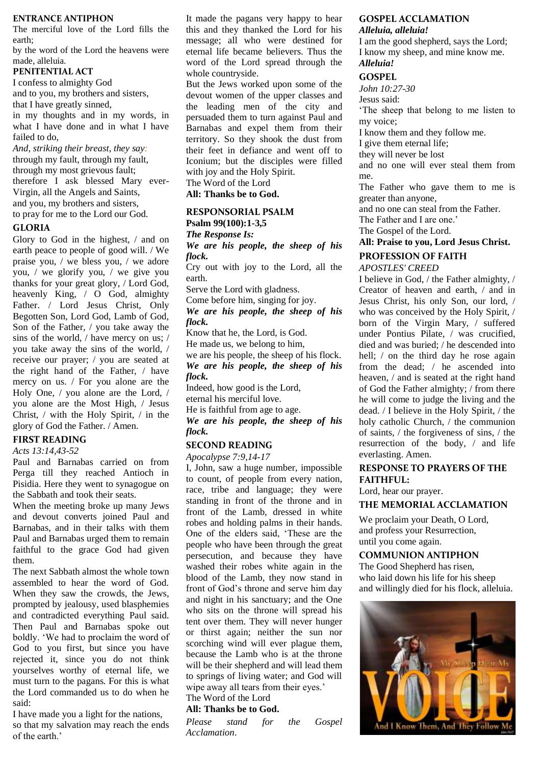## ENTRANCE ANTIPHON

The merciful love of the Lord fills the earth;
by the word of the Lord the heavens were made, alleluia.

## PENITENTIAL ACT

I confess to almighty God
and to you, my brothers and sisters,
that I have greatly sinned,
in my thoughts and in my words, in what I have done and in what I have failed to do,
*And, striking their breast, they say:*
through my fault, through my fault,
through my most grievous fault;
therefore I ask blessed Mary ever-Virgin, all the Angels and Saints,
and you, my brothers and sisters,
to pray for me to the Lord our God.

## GLORIA

Glory to God in the highest, / and on earth peace to people of good will. / We praise you, / we bless you, / we adore you, / we glorify you, / we give you thanks for your great glory, / Lord God, heavenly King, / O God, almighty Father. / Lord Jesus Christ, Only Begotten Son, Lord God, Lamb of God, Son of the Father, / you take away the sins of the world, / have mercy on us; / you take away the sins of the world, / receive our prayer; / you are seated at the right hand of the Father, / have mercy on us. / For you alone are the Holy One, / you alone are the Lord, / you alone are the Most High, / Jesus Christ, / with the Holy Spirit, / in the glory of God the Father. / Amen.

## FIRST READING

*Acts 13:14,43-52*

Paul and Barnabas carried on from Perga till they reached Antioch in Pisidia. Here they went to synagogue on the Sabbath and took their seats.

When the meeting broke up many Jews and devout converts joined Paul and Barnabas, and in their talks with them Paul and Barnabas urged them to remain faithful to the grace God had given them.

The next Sabbath almost the whole town assembled to hear the word of God. When they saw the crowds, the Jews, prompted by jealousy, used blasphemies and contradicted everything Paul said. Then Paul and Barnabas spoke out boldly. 'We had to proclaim the word of God to you first, but since you have rejected it, since you do not think yourselves worthy of eternal life, we must turn to the pagans. For this is what the Lord commanded us to do when he said:

I have made you a light for the nations,
so that my salvation may reach the ends of the earth.'

It made the pagans very happy to hear this and they thanked the Lord for his message; all who were destined for eternal life became believers. Thus the word of the Lord spread through the whole countryside.

But the Jews worked upon some of the devout women of the upper classes and the leading men of the city and persuaded them to turn against Paul and Barnabas and expel them from their territory. So they shook the dust from their feet in defiance and went off to Iconium; but the disciples were filled with joy and the Holy Spirit.

The Word of the Lord

**All: Thanks be to God.**

## RESPONSORIAL PSALM

**Psalm 99(100):1-3,5**

***The Response Is:***

***We are his people, the sheep of his flock.***

Cry out with joy to the Lord, all the earth.
Serve the Lord with gladness.
Come before him, singing for joy.

***We are his people, the sheep of his flock.***

Know that he, the Lord, is God.
He made us, we belong to him,
we are his people, the sheep of his flock.

***We are his people, the sheep of his flock.***

Indeed, how good is the Lord,
eternal his merciful love.
He is faithful from age to age.

***We are his people, the sheep of his flock.***

## SECOND READING

*Apocalypse 7:9,14-17*

I, John, saw a huge number, impossible to count, of people from every nation, race, tribe and language; they were standing in front of the throne and in front of the Lamb, dressed in white robes and holding palms in their hands. One of the elders said, 'These are the people who have been through the great persecution, and because they have washed their robes white again in the blood of the Lamb, they now stand in front of God's throne and serve him day and night in his sanctuary; and the One who sits on the throne will spread his tent over them. They will never hunger or thirst again; neither the sun nor scorching wind will ever plague them, because the Lamb who is at the throne will be their shepherd and will lead them to springs of living water; and God will wipe away all tears from their eyes.'

The Word of the Lord

**All: Thanks be to God.**

*Please stand for the Gospel Acclamation.*

## GOSPEL ACCLAMATION

***Alleluia, alleluia!***

I am the good shepherd, says the Lord;
I know my sheep, and mine know me.

***Alleluia!***

## GOSPEL

*John 10:27-30*

Jesus said:
'The sheep that belong to me listen to my voice;
I know them and they follow me.
I give them eternal life;
they will never be lost
and no one will ever steal them from me.
The Father who gave them to me is greater than anyone,
and no one can steal from the Father.
The Father and I are one.'

The Gospel of the Lord.

**All: Praise to you, Lord Jesus Christ.**

## PROFESSION OF FAITH

*APOSTLES' CREED*

I believe in God, / the Father almighty, / Creator of heaven and earth, / and in Jesus Christ, his only Son, our lord, / who was conceived by the Holy Spirit, / born of the Virgin Mary, / suffered under Pontius Pilate, / was crucified, died and was buried; / he descended into hell; / on the third day he rose again from the dead; / he ascended into heaven, / and is seated at the right hand of God the Father almighty; / from there he will come to judge the living and the dead. / I believe in the Holy Spirit, / the holy catholic Church, / the communion of saints, / the forgiveness of sins, / the resurrection of the body, / and life everlasting. Amen.

## RESPONSE TO PRAYERS OF THE FAITHFUL:

Lord, hear our prayer.

## THE MEMORIAL ACCLAMATION

We proclaim your Death, O Lord,
and profess your Resurrection,
until you come again.

## COMMUNION ANTIPHON

The Good Shepherd has risen,
who laid down his life for his sheep
and willingly died for his flock, alleluia.